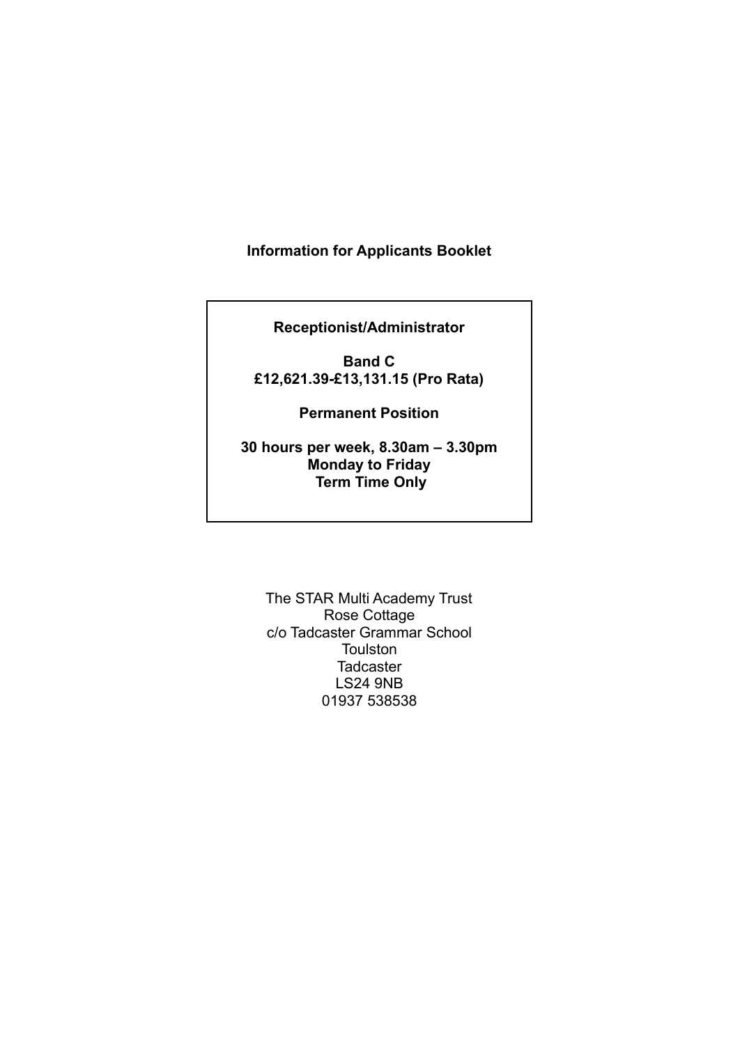**Information for Applicants Booklet**

**Receptionist/Administrator**

**Band C**
**£12,621.39-£13,131.15 (Pro Rata)**

**Permanent Position**

**30 hours per week, 8.30am – 3.30pm**
**Monday to Friday**
**Term Time Only**

The STAR Multi Academy Trust
Rose Cottage
c/o Tadcaster Grammar School
Toulston
Tadcaster
LS24 9NB
01937 538538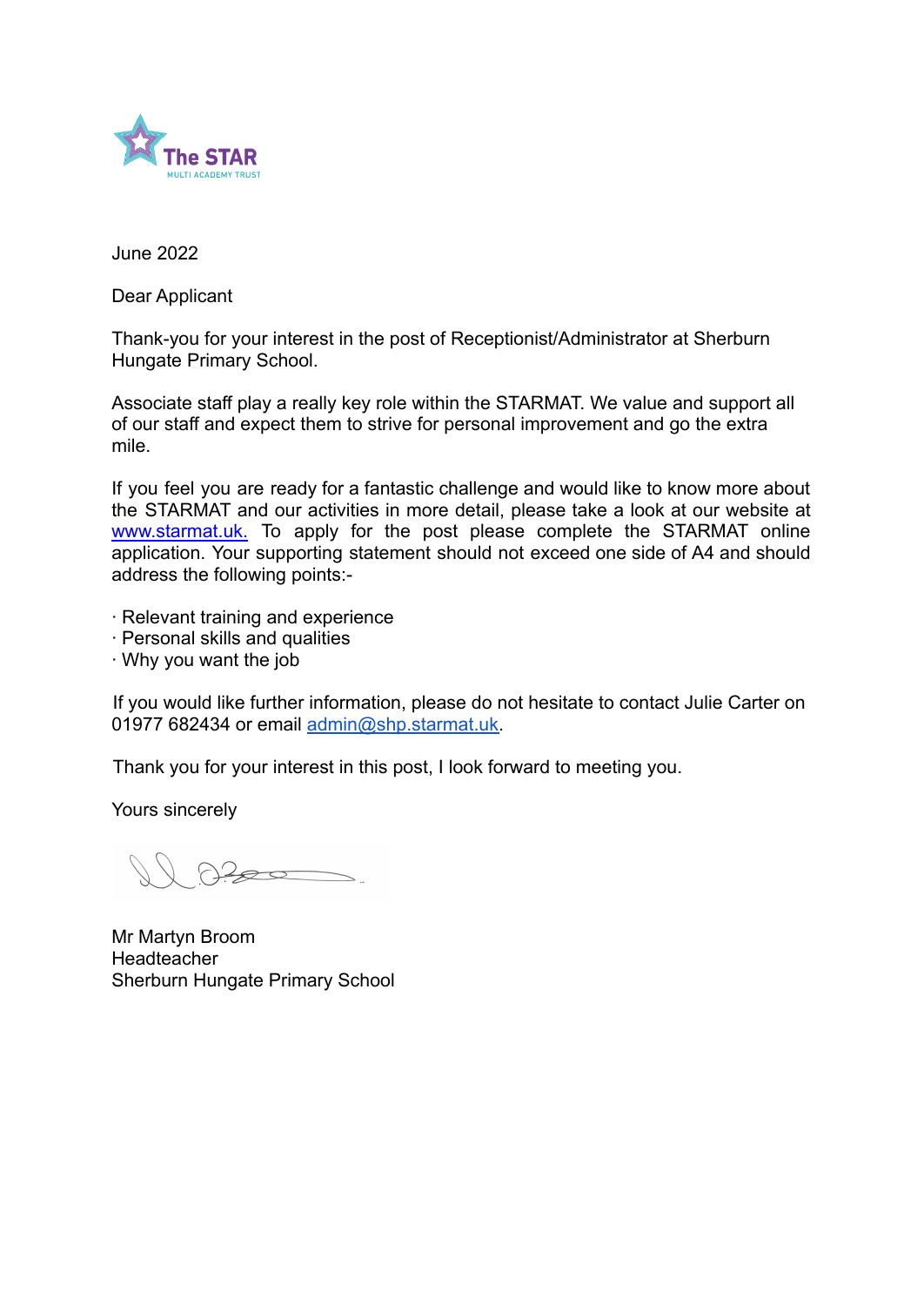June 2022

Dear Applicant

Thank-you for your interest in the post of Receptionist/Administrator at Sherburn Hungate Primary School.

Associate staff play a really key role within the STARMAT. We value and support all of our staff and expect them to strive for personal improvement and go the extra mile.

If you feel you are ready for a fantastic challenge and would like to know more about the STARMAT and our activities in more detail, please take a look at our website at www.starmat.uk. To apply for the post please complete the STARMAT online application. Your supporting statement should not exceed one side of A4 and should address the following points:-

- Relevant training and experience
- Personal skills and qualities
- Why you want the job

If you would like further information, please do not hesitate to contact Julie Carter on 01977 682434 or email admin@shp.starmat.uk.

Thank you for your interest in this post, I look forward to meeting you.

Yours sincerely

Mr Martyn Broom
Headteacher
Sherburn Hungate Primary School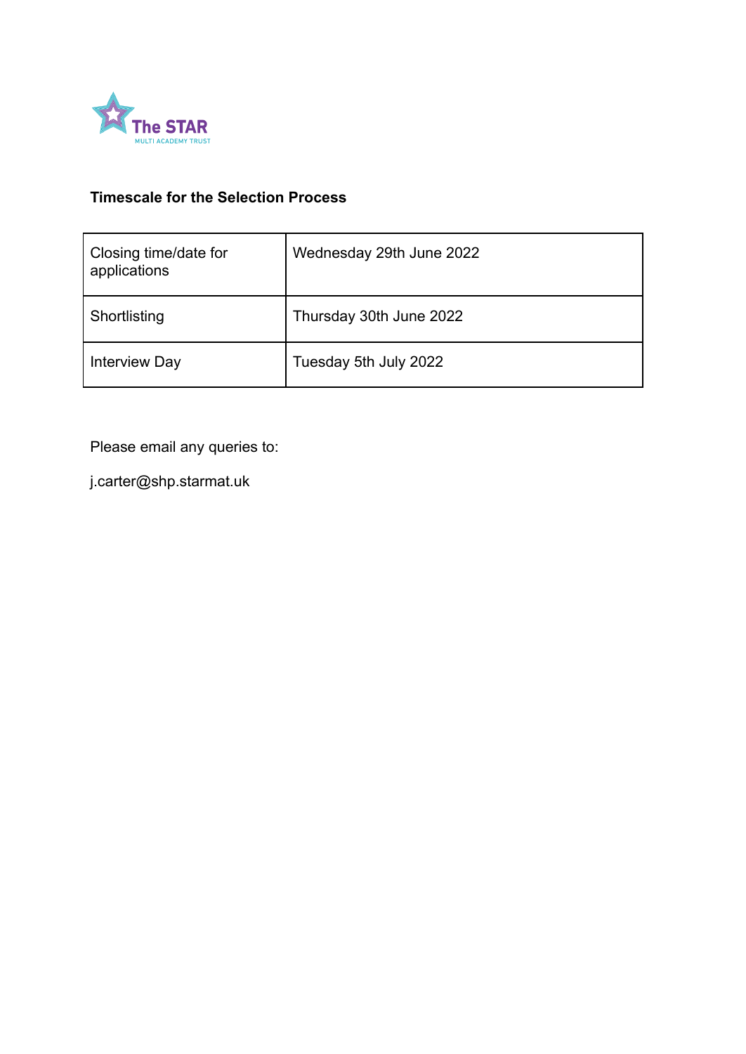**Timescale for the Selection Process**

| Closing time/date for applications | Wednesday 29th June 2022 |
|---|---|
| Shortlisting | Thursday 30th June 2022 |
| Interview Day | Tuesday 5th July 2022 |

Please email any queries to:

j.carter@shp.starmat.uk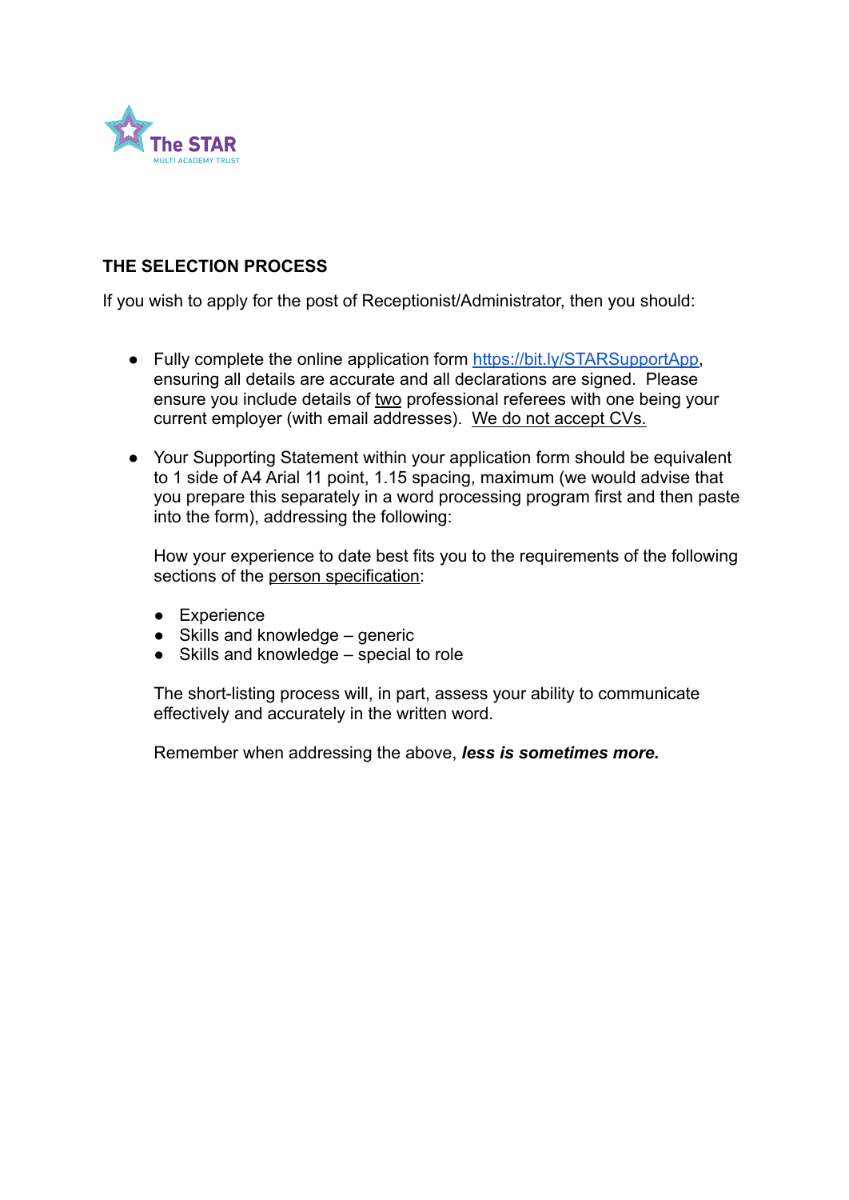The STAR
MULTI ACADEMY TRUST

## THE SELECTION PROCESS

If you wish to apply for the post of Receptionist/Administrator, then you should:

- Fully complete the online application form [https://bit.ly/STARSupportApp](https://bit.ly/STARSupportApp), ensuring all details are accurate and all declarations are signed. Please ensure you include details of two professional referees with one being your current employer (with email addresses). We do not accept CVs.

- Your Supporting Statement within your application form should be equivalent to 1 side of A4 Arial 11 point, 1.15 spacing, maximum (we would advise that you prepare this separately in a word processing program first and then paste into the form), addressing the following:

  How your experience to date best fits you to the requirements of the following sections of the person specification:

  - Experience
  - Skills and knowledge – generic
  - Skills and knowledge – special to role

  The short-listing process will, in part, assess your ability to communicate effectively and accurately in the written word.

  Remember when addressing the above, ***less is sometimes more.***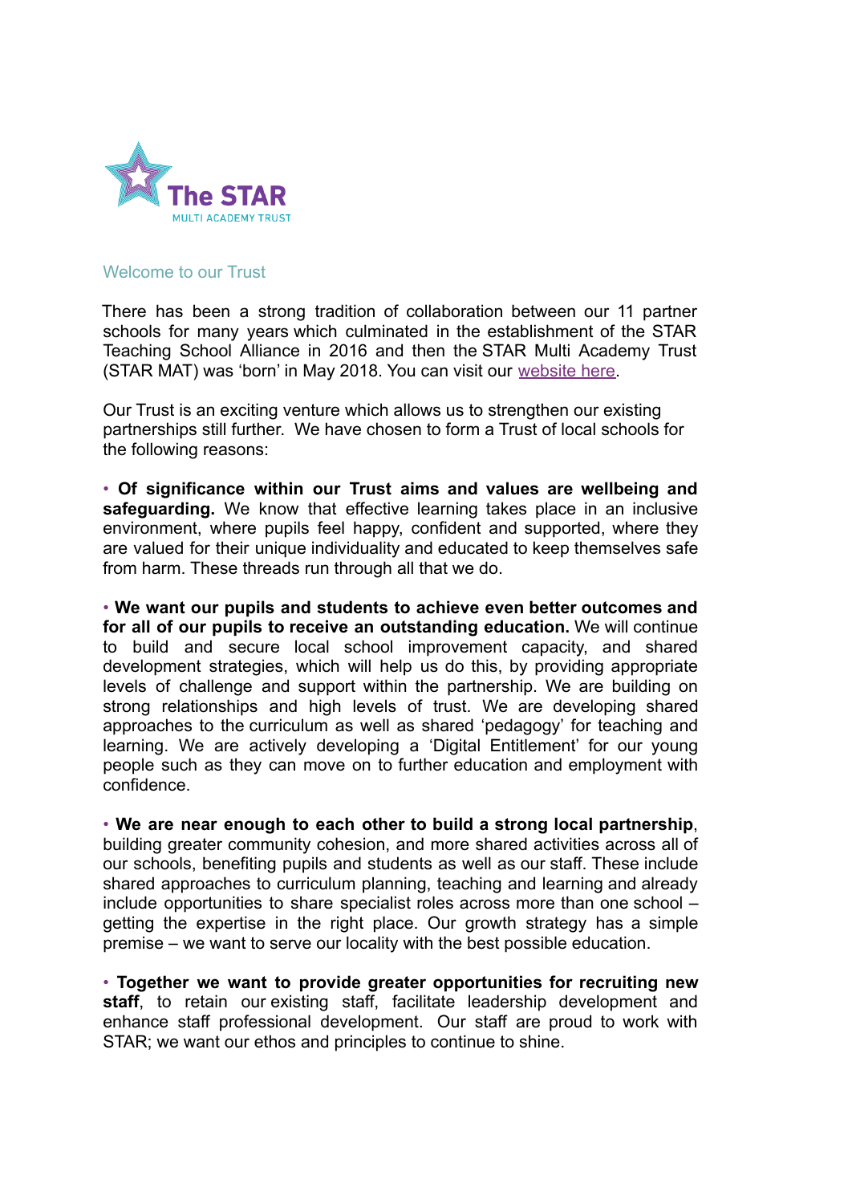The STAR
MULTI ACADEMY TRUST

## Welcome to our Trust

There has been a strong tradition of collaboration between our 11 partner schools for many years which culminated in the establishment of the STAR Teaching School Alliance in 2016 and then the STAR Multi Academy Trust (STAR MAT) was 'born' in May 2018. You can visit our website here.

Our Trust is an exciting venture which allows us to strengthen our existing partnerships still further. We have chosen to form a Trust of local schools for the following reasons:

• **Of significance within our Trust aims and values are wellbeing and safeguarding.** We know that effective learning takes place in an inclusive environment, where pupils feel happy, confident and supported, where they are valued for their unique individuality and educated to keep themselves safe from harm. These threads run through all that we do.

• **We want our pupils and students to achieve even better outcomes and for all of our pupils to receive an outstanding education.** We will continue to build and secure local school improvement capacity, and shared development strategies, which will help us do this, by providing appropriate levels of challenge and support within the partnership. We are building on strong relationships and high levels of trust. We are developing shared approaches to the curriculum as well as shared 'pedagogy' for teaching and learning. We are actively developing a 'Digital Entitlement' for our young people such as they can move on to further education and employment with confidence.

• **We are near enough to each other to build a strong local partnership**, building greater community cohesion, and more shared activities across all of our schools, benefiting pupils and students as well as our staff. These include shared approaches to curriculum planning, teaching and learning and already include opportunities to share specialist roles across more than one school – getting the expertise in the right place. Our growth strategy has a simple premise – we want to serve our locality with the best possible education.

• **Together we want to provide greater opportunities for recruiting new staff**, to retain our existing staff, facilitate leadership development and enhance staff professional development. Our staff are proud to work with STAR; we want our ethos and principles to continue to shine.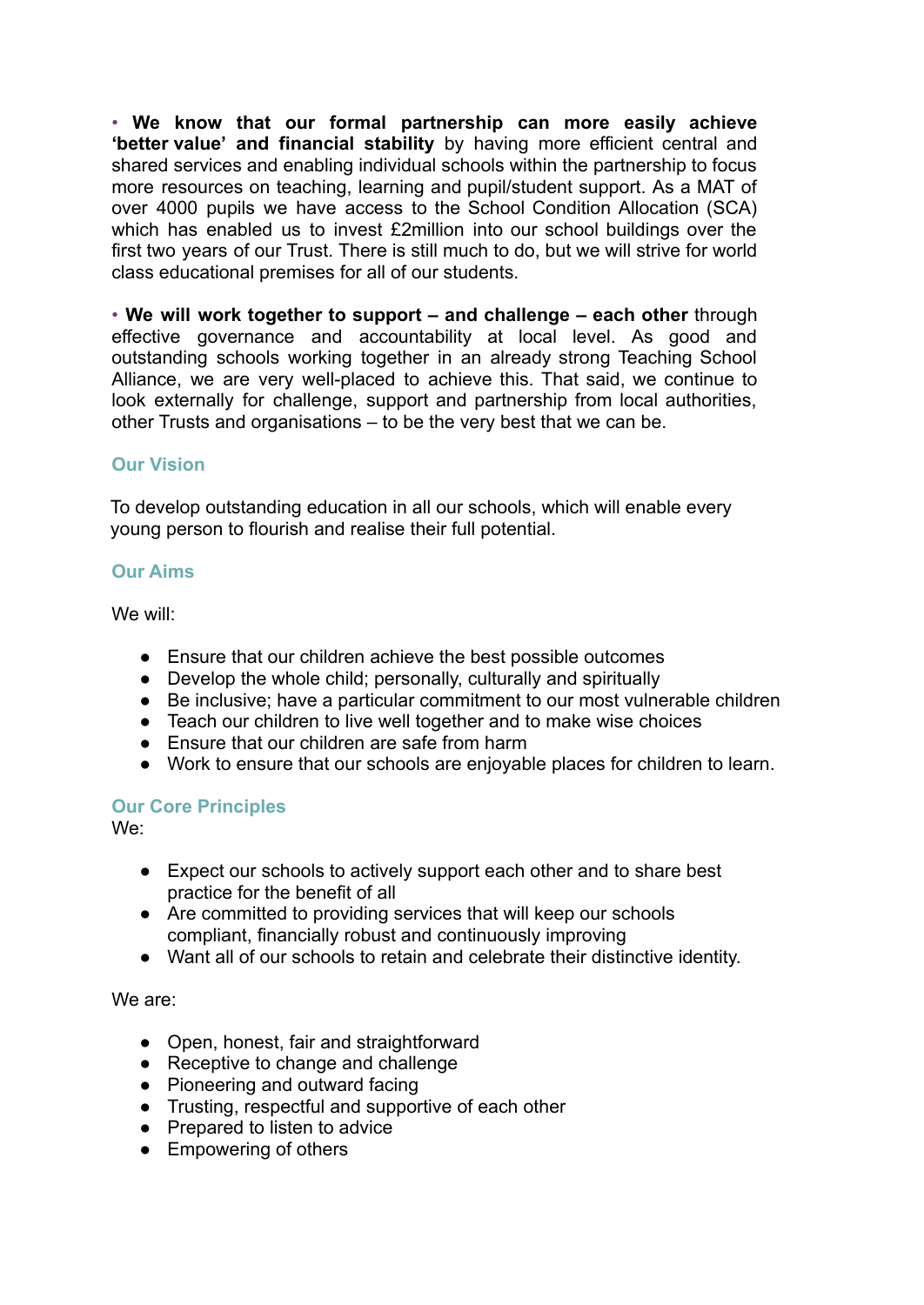- **We know that our formal partnership can more easily achieve 'better value' and financial stability** by having more efficient central and shared services and enabling individual schools within the partnership to focus more resources on teaching, learning and pupil/student support. As a MAT of over 4000 pupils we have access to the School Condition Allocation (SCA) which has enabled us to invest £2million into our school buildings over the first two years of our Trust. There is still much to do, but we will strive for world class educational premises for all of our students.

- **We will work together to support – and challenge – each other** through effective governance and accountability at local level. As good and outstanding schools working together in an already strong Teaching School Alliance, we are very well-placed to achieve this. That said, we continue to look externally for challenge, support and partnership from local authorities, other Trusts and organisations – to be the very best that we can be.

## Our Vision

To develop outstanding education in all our schools, which will enable every young person to flourish and realise their full potential.

## Our Aims

We will:

- Ensure that our children achieve the best possible outcomes
- Develop the whole child; personally, culturally and spiritually
- Be inclusive; have a particular commitment to our most vulnerable children
- Teach our children to live well together and to make wise choices
- Ensure that our children are safe from harm
- Work to ensure that our schools are enjoyable places for children to learn.

## Our Core Principles

We:

- Expect our schools to actively support each other and to share best practice for the benefit of all
- Are committed to providing services that will keep our schools compliant, financially robust and continuously improving
- Want all of our schools to retain and celebrate their distinctive identity.

We are:

- Open, honest, fair and straightforward
- Receptive to change and challenge
- Pioneering and outward facing
- Trusting, respectful and supportive of each other
- Prepared to listen to advice
- Empowering of others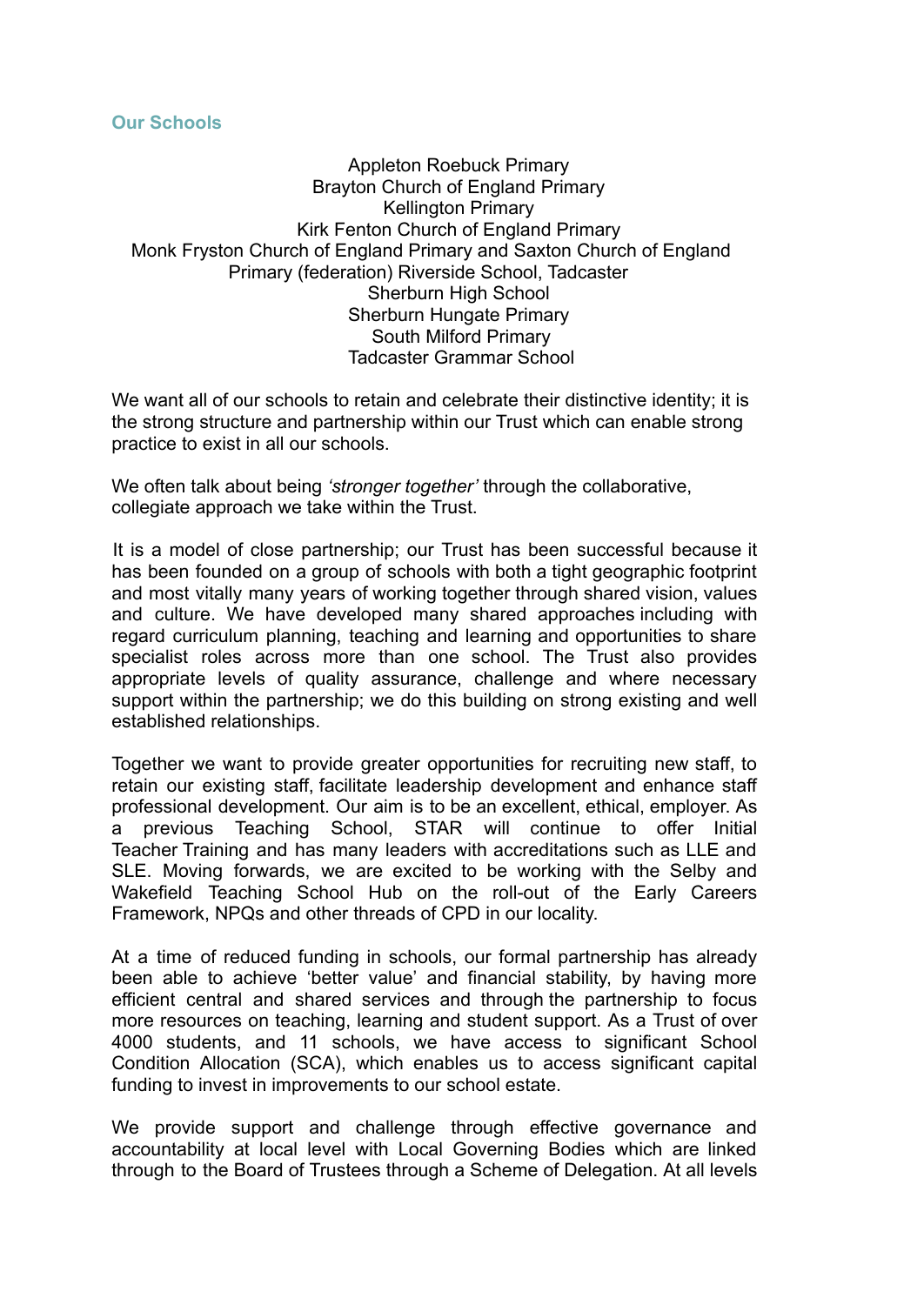## Our Schools

Appleton Roebuck Primary
Brayton Church of England Primary
Kellington Primary
Kirk Fenton Church of England Primary
Monk Fryston Church of England Primary and Saxton Church of England Primary (federation)
Riverside School, Tadcaster
Sherburn High School
Sherburn Hungate Primary
South Milford Primary
Tadcaster Grammar School

We want all of our schools to retain and celebrate their distinctive identity; it is the strong structure and partnership within our Trust which can enable strong practice to exist in all our schools.

We often talk about being *'stronger together'* through the collaborative, collegiate approach we take within the Trust.

It is a model of close partnership; our Trust has been successful because it has been founded on a group of schools with both a tight geographic footprint and most vitally many years of working together through shared vision, values and culture. We have developed many shared approaches including with regard curriculum planning, teaching and learning and opportunities to share specialist roles across more than one school. The Trust also provides appropriate levels of quality assurance, challenge and where necessary support within the partnership; we do this building on strong existing and well established relationships.

Together we want to provide greater opportunities for recruiting new staff, to retain our existing staff, facilitate leadership development and enhance staff professional development. Our aim is to be an excellent, ethical, employer. As a previous Teaching School, STAR will continue to offer Initial Teacher Training and has many leaders with accreditations such as LLE and SLE. Moving forwards, we are excited to be working with the Selby and Wakefield Teaching School Hub on the roll-out of the Early Careers Framework, NPQs and other threads of CPD in our locality.

At a time of reduced funding in schools, our formal partnership has already been able to achieve 'better value' and financial stability, by having more efficient central and shared services and through the partnership to focus more resources on teaching, learning and student support. As a Trust of over 4000 students, and 11 schools, we have access to significant School Condition Allocation (SCA), which enables us to access significant capital funding to invest in improvements to our school estate.

We provide support and challenge through effective governance and accountability at local level with Local Governing Bodies which are linked through to the Board of Trustees through a Scheme of Delegation. At all levels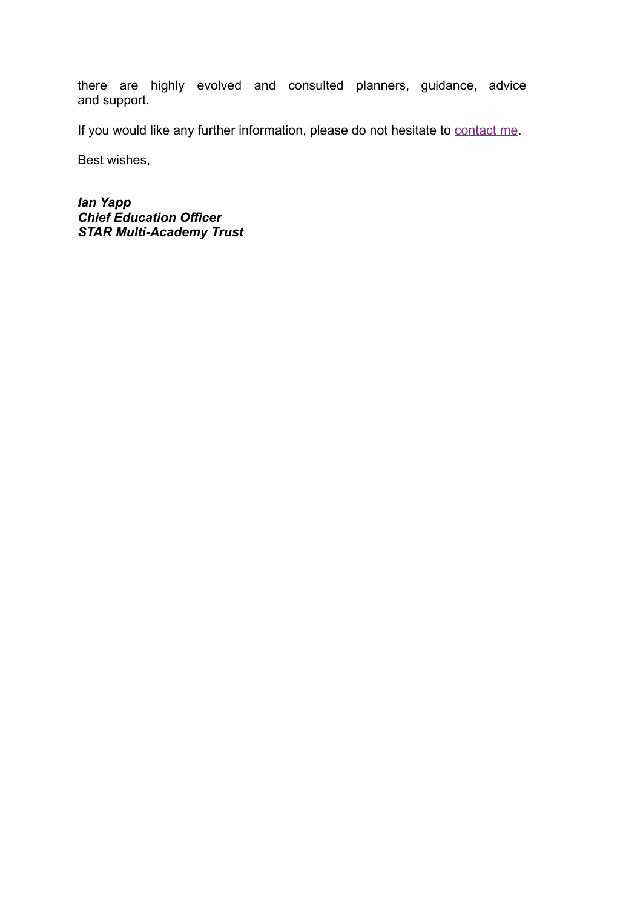there are highly evolved and consulted planners, guidance, advice and support.

If you would like any further information, please do not hesitate to contact me.

Best wishes,

***Ian Yapp***
***Chief Education Officer***
***STAR Multi-Academy Trust***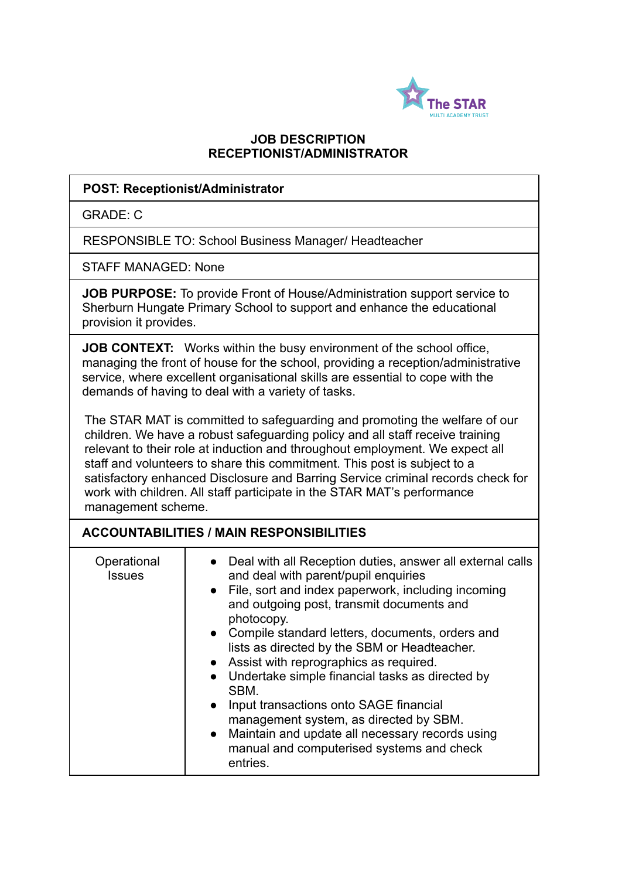The STAR
MULTI ACADEMY TRUST

# JOB DESCRIPTION
# RECEPTIONIST/ADMINISTRATOR

| **POST: Receptionist/Administrator** |
|---|
| GRADE: C |
| RESPONSIBLE TO: School Business Manager/ Headteacher |
| STAFF MANAGED: None |
| **JOB PURPOSE:** To provide Front of House/Administration support service to Sherburn Hungate Primary School to support and enhance the educational provision it provides. |
| **JOB CONTEXT:** Works within the busy environment of the school office, managing the front of house for the school, providing a reception/administrative service, where excellent organisational skills are essential to cope with the demands of having to deal with a variety of tasks.<br><br>The STAR MAT is committed to safeguarding and promoting the welfare of our children. We have a robust safeguarding policy and all staff receive training relevant to their role at induction and throughout employment. We expect all staff and volunteers to share this commitment. This post is subject to a satisfactory enhanced Disclosure and Barring Service criminal records check for work with children. All staff participate in the STAR MAT's performance management scheme. |

**ACCOUNTABILITIES / MAIN RESPONSIBILITIES**

| | |
|---|---|
| Operational Issues | • Deal with all Reception duties, answer all external calls and deal with parent/pupil enquiries<br>• File, sort and index paperwork, including incoming and outgoing post, transmit documents and photocopy.<br>• Compile standard letters, documents, orders and lists as directed by the SBM or Headteacher.<br>• Assist with reprographics as required.<br>• Undertake simple financial tasks as directed by SBM.<br>• Input transactions onto SAGE financial management system, as directed by SBM.<br>• Maintain and update all necessary records using manual and computerised systems and check entries. |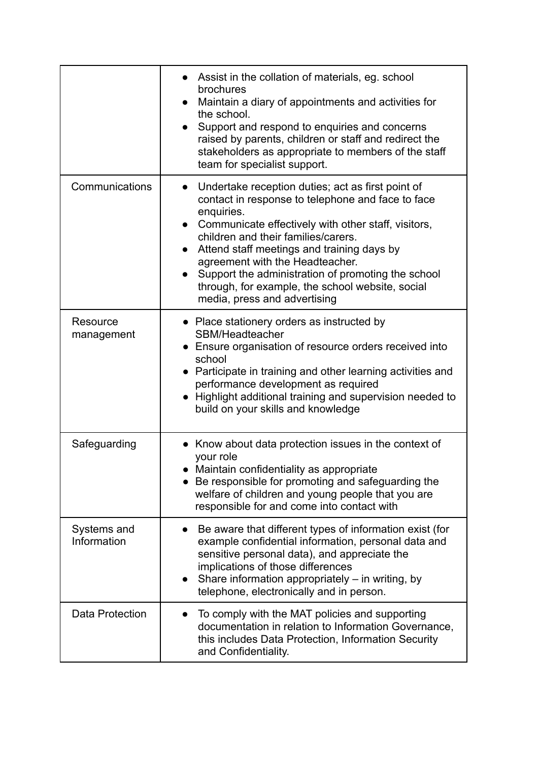| | |
|---|---|
| | • Assist in the collation of materials, eg. school brochures<br>• Maintain a diary of appointments and activities for the school.<br>• Support and respond to enquiries and concerns raised by parents, children or staff and redirect the stakeholders as appropriate to members of the staff team for specialist support. |
| Communications | • Undertake reception duties; act as first point of contact in response to telephone and face to face enquiries.<br>• Communicate effectively with other staff, visitors, children and their families/carers.<br>• Attend staff meetings and training days by agreement with the Headteacher.<br>• Support the administration of promoting the school through, for example, the school website, social media, press and advertising |
| Resource management | • Place stationery orders as instructed by SBM/Headteacher<br>• Ensure organisation of resource orders received into school<br>• Participate in training and other learning activities and performance development as required<br>• Highlight additional training and supervision needed to build on your skills and knowledge |
| Safeguarding | • Know about data protection issues in the context of your role<br>• Maintain confidentiality as appropriate<br>• Be responsible for promoting and safeguarding the welfare of children and young people that you are responsible for and come into contact with |
| Systems and Information | • Be aware that different types of information exist (for example confidential information, personal data and sensitive personal data), and appreciate the implications of those differences<br>• Share information appropriately – in writing, by telephone, electronically and in person. |
| Data Protection | • To comply with the MAT policies and supporting documentation in relation to Information Governance, this includes Data Protection, Information Security and Confidentiality. |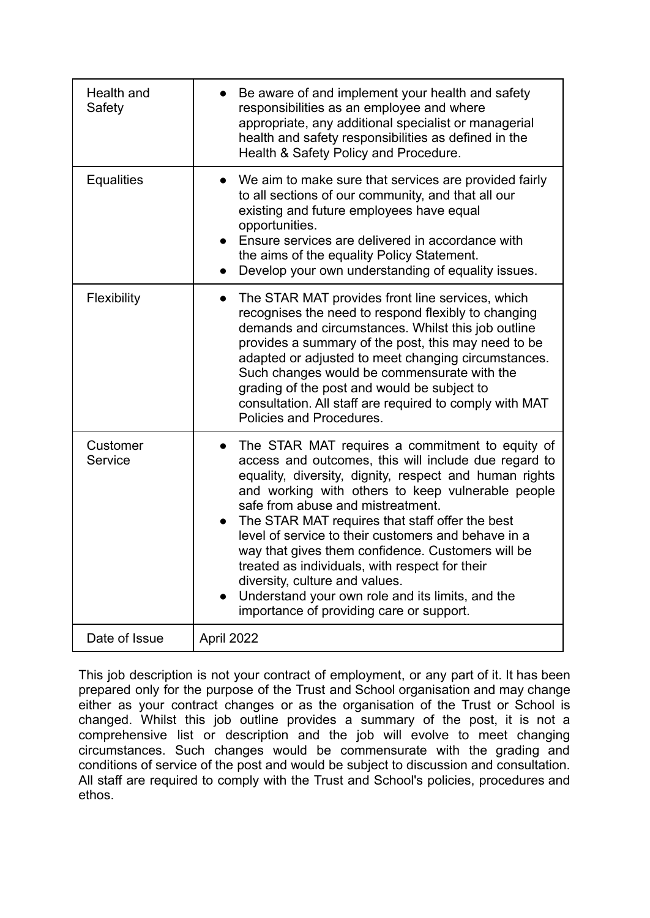| | |
|---|---|
| Health and Safety | • Be aware of and implement your health and safety responsibilities as an employee and where appropriate, any additional specialist or managerial health and safety responsibilities as defined in the Health & Safety Policy and Procedure. |
| Equalities | • We aim to make sure that services are provided fairly to all sections of our community, and that all our existing and future employees have equal opportunities.<br>• Ensure services are delivered in accordance with the aims of the equality Policy Statement.<br>• Develop your own understanding of equality issues. |
| Flexibility | • The STAR MAT provides front line services, which recognises the need to respond flexibly to changing demands and circumstances. Whilst this job outline provides a summary of the post, this may need to be adapted or adjusted to meet changing circumstances. Such changes would be commensurate with the grading of the post and would be subject to consultation. All staff are required to comply with MAT Policies and Procedures. |
| Customer Service | • The STAR MAT requires a commitment to equity of access and outcomes, this will include due regard to equality, diversity, dignity, respect and human rights and working with others to keep vulnerable people safe from abuse and mistreatment.<br>• The STAR MAT requires that staff offer the best level of service to their customers and behave in a way that gives them confidence. Customers will be treated as individuals, with respect for their diversity, culture and values.<br>• Understand your own role and its limits, and the importance of providing care or support. |
| Date of Issue | April 2022 |

This job description is not your contract of employment, or any part of it. It has been prepared only for the purpose of the Trust and School organisation and may change either as your contract changes or as the organisation of the Trust or School is changed. Whilst this job outline provides a summary of the post, it is not a comprehensive list or description and the job will evolve to meet changing circumstances. Such changes would be commensurate with the grading and conditions of service of the post and would be subject to discussion and consultation. All staff are required to comply with the Trust and School's policies, procedures and ethos.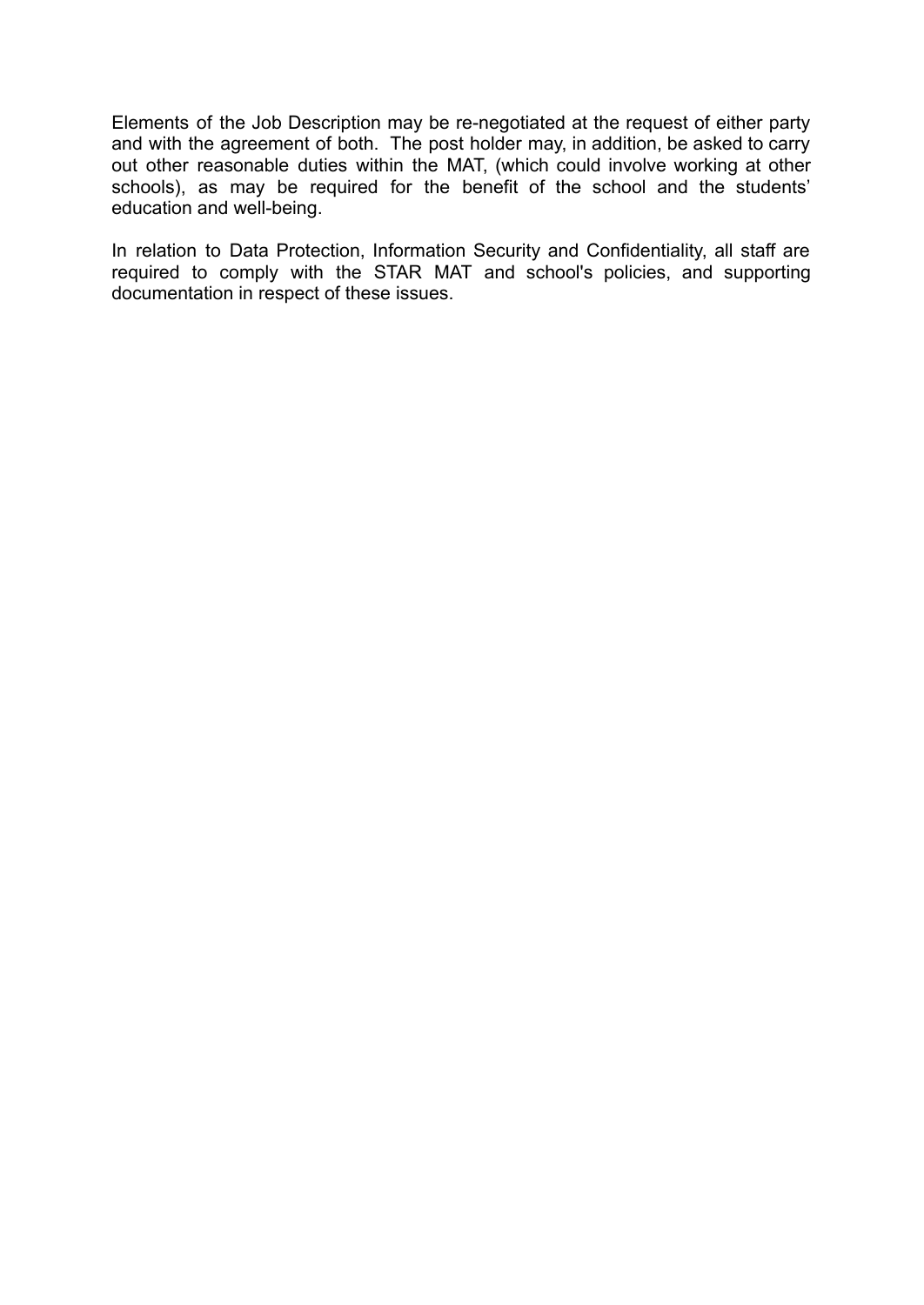Elements of the Job Description may be re-negotiated at the request of either party and with the agreement of both. The post holder may, in addition, be asked to carry out other reasonable duties within the MAT, (which could involve working at other schools), as may be required for the benefit of the school and the students' education and well-being.

In relation to Data Protection, Information Security and Confidentiality, all staff are required to comply with the STAR MAT and school's policies, and supporting documentation in respect of these issues.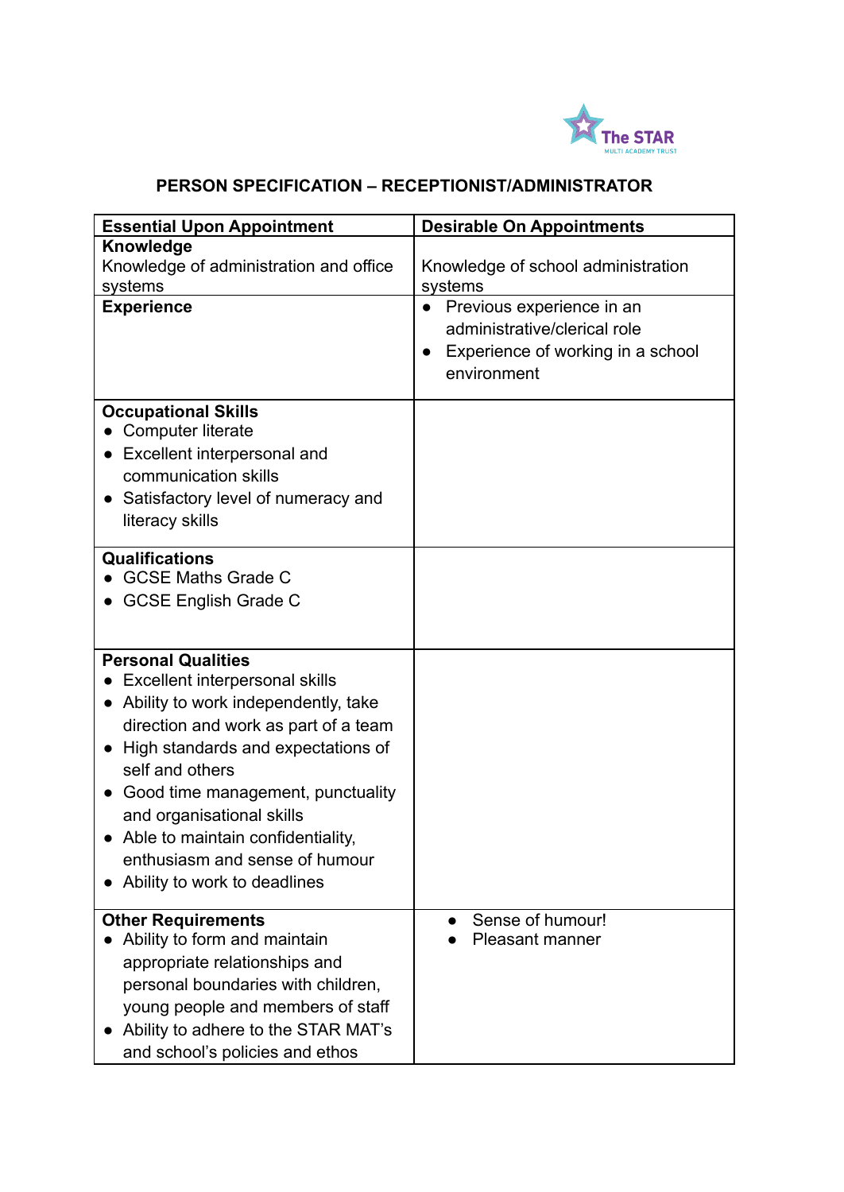The STAR MULTI ACADEMY TRUST

## PERSON SPECIFICATION – RECEPTIONIST/ADMINISTRATOR

| Essential Upon Appointment | Desirable On Appointments |
|---|---|
| **Knowledge**<br>Knowledge of administration and office systems | Knowledge of school administration systems |
| **Experience** | • Previous experience in an administrative/clerical role<br>• Experience of working in a school environment |
| **Occupational Skills**<br>• Computer literate<br>• Excellent interpersonal and communication skills<br>• Satisfactory level of numeracy and literacy skills | |
| **Qualifications**<br>• GCSE Maths Grade C<br>• GCSE English Grade C | |
| **Personal Qualities**<br>• Excellent interpersonal skills<br>• Ability to work independently, take direction and work as part of a team<br>• High standards and expectations of self and others<br>• Good time management, punctuality and organisational skills<br>• Able to maintain confidentiality, enthusiasm and sense of humour<br>• Ability to work to deadlines | |
| **Other Requirements**<br>• Ability to form and maintain appropriate relationships and personal boundaries with children, young people and members of staff<br>• Ability to adhere to the STAR MAT's and school's policies and ethos | • Sense of humour!<br>• Pleasant manner |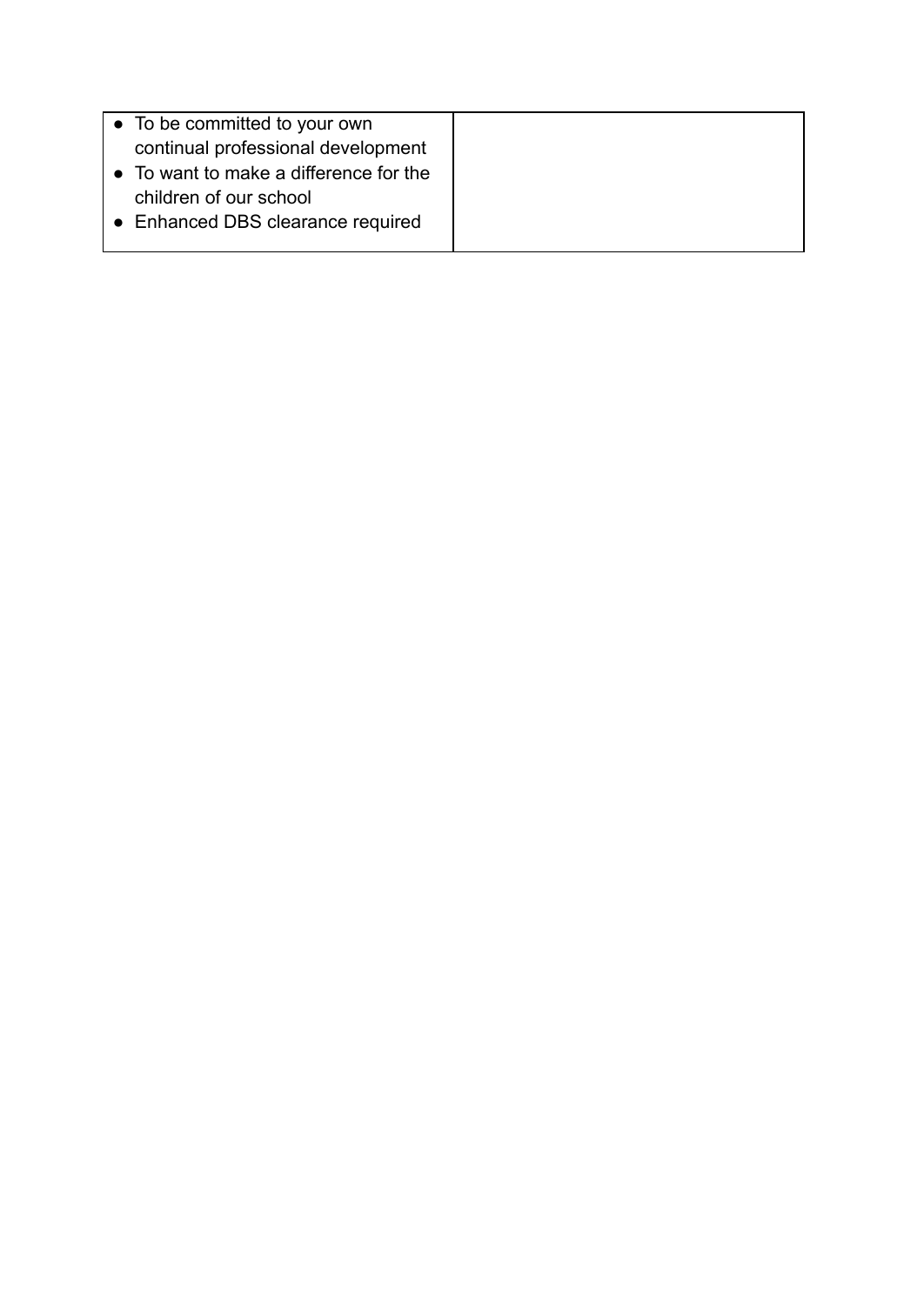| | |
|---|---|
| • To be committed to your own continual professional development<br>• To want to make a difference for the children of our school<br>• Enhanced DBS clearance required | |